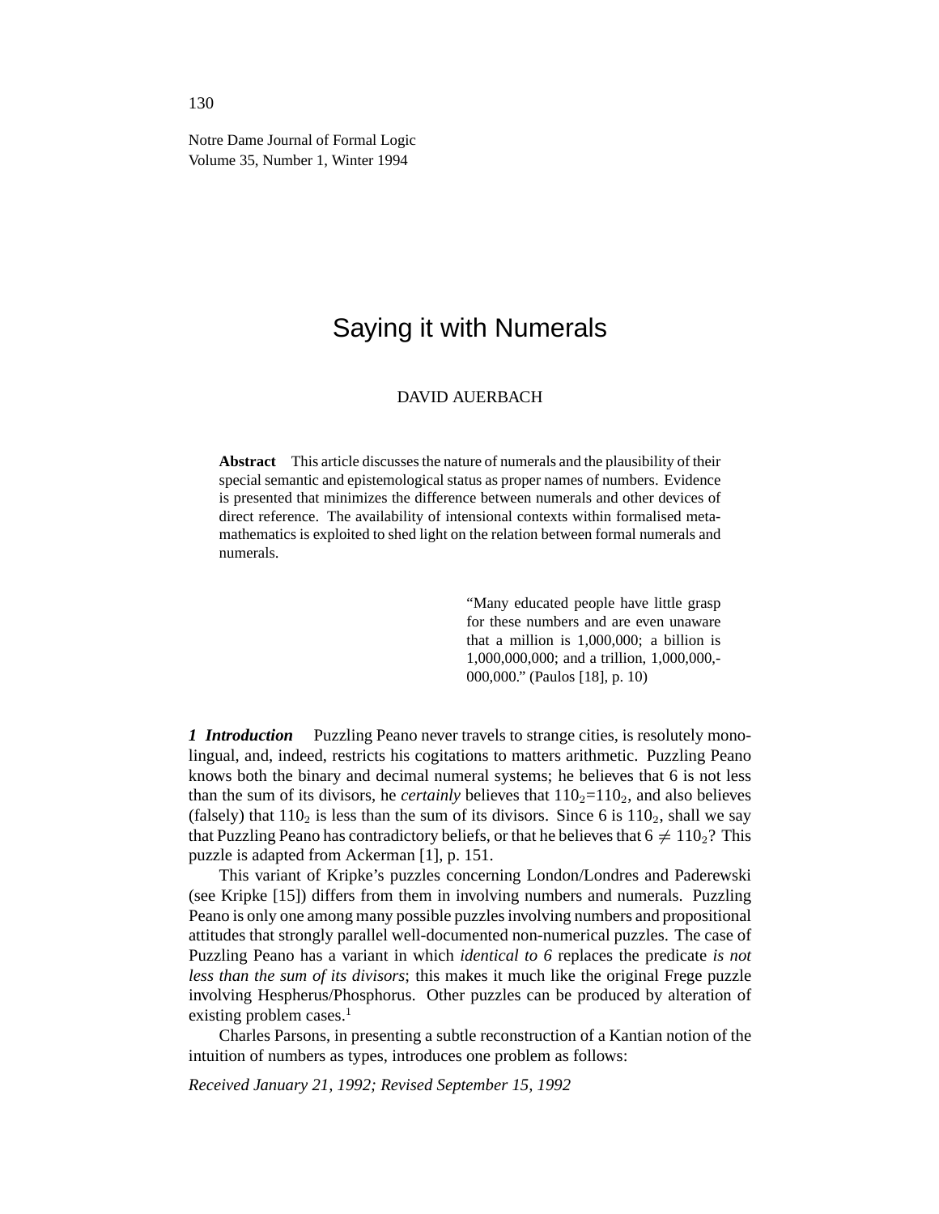# Saying it with Numerals

DAVID AUERBACH

**Abstract** This article discusses the nature of numerals and the plausibility of their special semantic and epistemological status as proper names of numbers. Evidence is presented that minimizes the difference between numerals and other devices of direct reference. The availability of intensional contexts within formalised metamathematics is exploited to shed light on the relation between formal numerals and numerals.

> "Many educated people have little grasp for these numbers and are even unaware that a million is 1,000,000; a billion is 1,000,000,000; and a trillion, 1,000,000,000,000." (Paulos [18], p. 10)

***1 Introduction*** Puzzling Peano never travels to strange cities, is resolutely monolingual, and, indeed, restricts his cogitations to matters arithmetic. Puzzling Peano knows both the binary and decimal numeral systems; he believes that 6 is not less than the sum of its divisors, he *certainly* believes that $110_2$=$110_2$, and also believes (falsely) that $110_2$ is less than the sum of its divisors. Since 6 is $110_2$, shall we say that Puzzling Peano has contradictory beliefs, or that he believes that $6 \neq 110_2$? This puzzle is adapted from Ackerman [1], p. 151.

This variant of Kripke's puzzles concerning London/Londres and Paderewski (see Kripke [15]) differs from them in involving numbers and numerals. Puzzling Peano is only one among many possible puzzles involving numbers and propositional attitudes that strongly parallel well-documented non-numerical puzzles. The case of Puzzling Peano has a variant in which *identical to 6* replaces the predicate *is not less than the sum of its divisors*; this makes it much like the original Frege puzzle involving Hespherus/Phosphorus. Other puzzles can be produced by alteration of existing problem cases.[1]

Charles Parsons, in presenting a subtle reconstruction of a Kantian notion of the intuition of numbers as types, introduces one problem as follows:

*Received January 21, 1992; Revised September 15, 1992*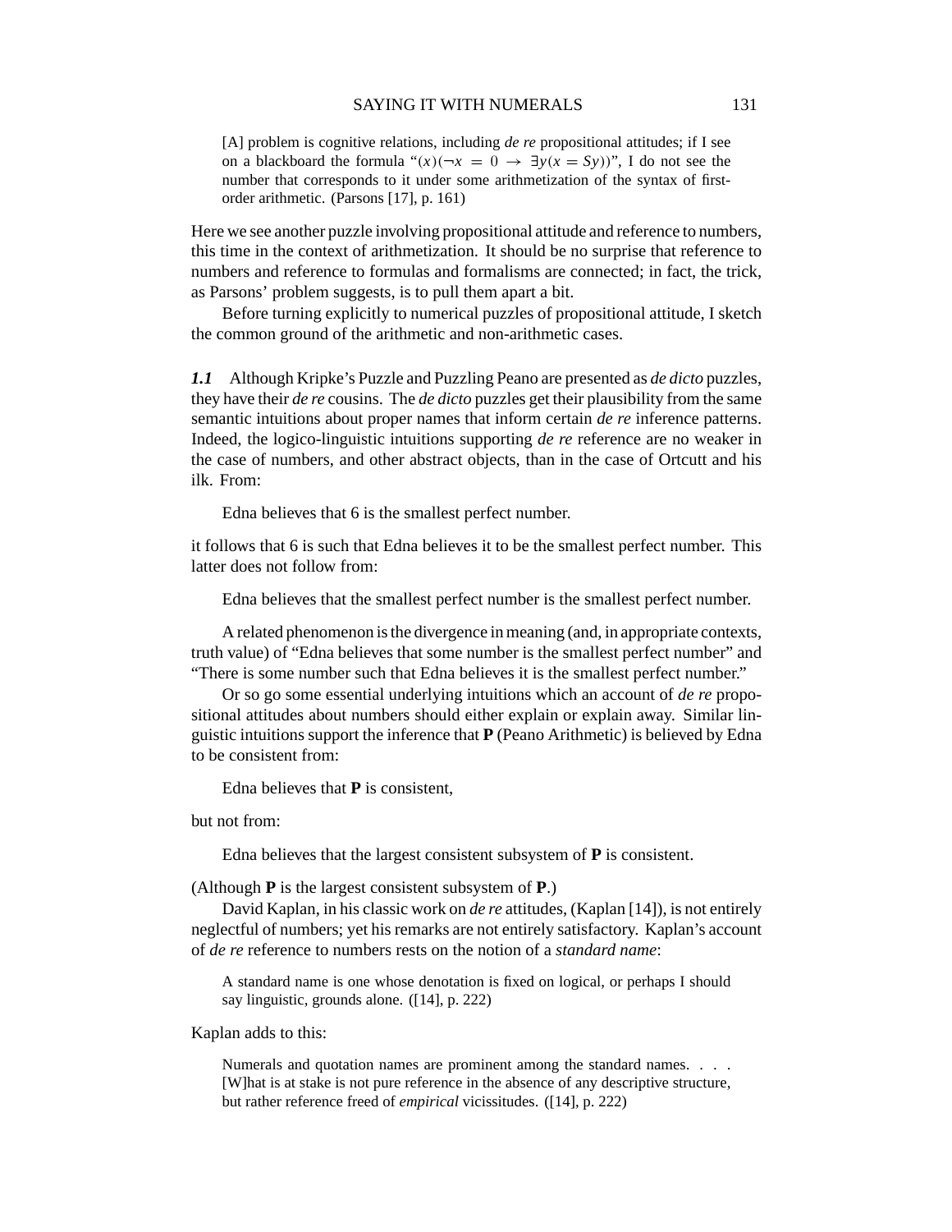> [A] problem is cognitive relations, including *de re* propositional attitudes; if I see on a blackboard the formula "$(x)(\neg x = 0 \rightarrow \exists y(x = Sy))$", I do not see the number that corresponds to it under some arithmetization of the syntax of first-order arithmetic. (Parsons [17], p. 161)

Here we see another puzzle involving propositional attitude and reference to numbers, this time in the context of arithmetization. It should be no surprise that reference to numbers and reference to formulas and formalisms are connected; in fact, the trick, as Parsons' problem suggests, is to pull them apart a bit.

Before turning explicitly to numerical puzzles of propositional attitude, I sketch the common ground of the arithmetic and non-arithmetic cases.

***1.1*** Although Kripke's Puzzle and Puzzling Peano are presented as *de dicto* puzzles, they have their *de re* cousins. The *de dicto* puzzles get their plausibility from the same semantic intuitions about proper names that inform certain *de re* inference patterns. Indeed, the logico-linguistic intuitions supporting *de re* reference are no weaker in the case of numbers, and other abstract objects, than in the case of Ortcutt and his ilk. From:

> Edna believes that 6 is the smallest perfect number.

it follows that 6 is such that Edna believes it to be the smallest perfect number. This latter does not follow from:

> Edna believes that the smallest perfect number is the smallest perfect number.

A related phenomenon is the divergence in meaning (and, in appropriate contexts, truth value) of "Edna believes that some number is the smallest perfect number" and "There is some number such that Edna believes it is the smallest perfect number."

Or so go some essential underlying intuitions which an account of *de re* propositional attitudes about numbers should either explain or explain away. Similar linguistic intuitions support the inference that **P** (Peano Arithmetic) is believed by Edna to be consistent from:

> Edna believes that **P** is consistent,

but not from:

> Edna believes that the largest consistent subsystem of **P** is consistent.

(Although **P** is the largest consistent subsystem of **P**.)

David Kaplan, in his classic work on *de re* attitudes, (Kaplan [14]), is not entirely neglectful of numbers; yet his remarks are not entirely satisfactory. Kaplan's account of *de re* reference to numbers rests on the notion of a *standard name*:

> A standard name is one whose denotation is fixed on logical, or perhaps I should say linguistic, grounds alone. ([14], p. 222)

Kaplan adds to this:

> Numerals and quotation names are prominent among the standard names. . . . [W]hat is at stake is not pure reference in the absence of any descriptive structure, but rather reference freed of *empirical* vicissitudes. ([14], p. 222)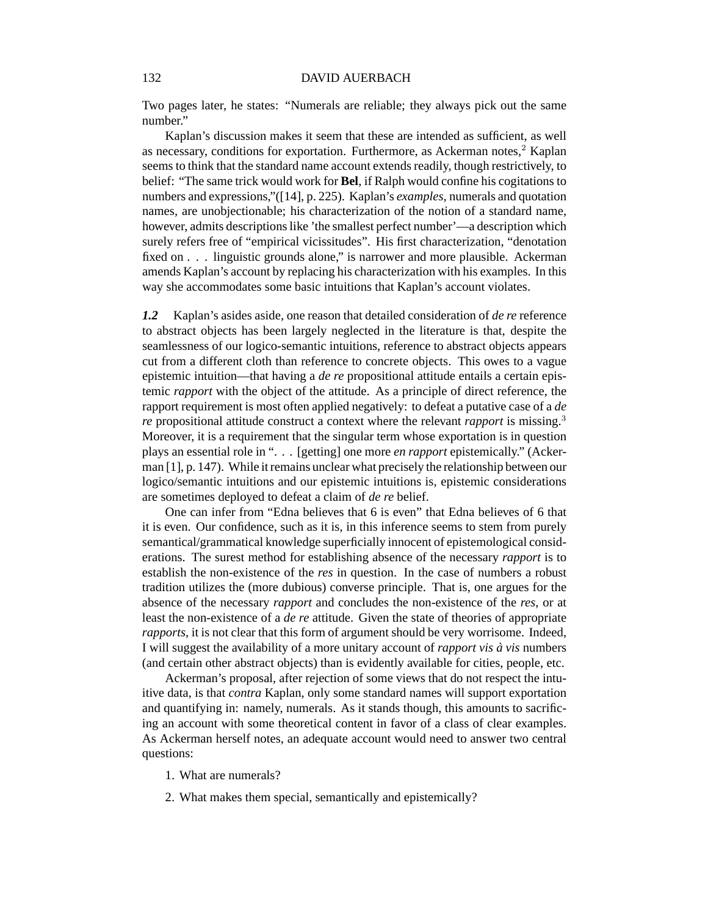Two pages later, he states: "Numerals are reliable; they always pick out the same number."

Kaplan's discussion makes it seem that these are intended as sufficient, as well as necessary, conditions for exportation. Furthermore, as Ackerman notes,[2] Kaplan seems to think that the standard name account extends readily, though restrictively, to belief: "The same trick would work for **Bel**, if Ralph would confine his cogitations to numbers and expressions,"([14], p. 225). Kaplan's *examples*, numerals and quotation names, are unobjectionable; his characterization of the notion of a standard name, however, admits descriptions like 'the smallest perfect number'—a description which surely refers free of "empirical vicissitudes". His first characterization, "denotation fixed on . . . linguistic grounds alone," is narrower and more plausible. Ackerman amends Kaplan's account by replacing his characterization with his examples. In this way she accommodates some basic intuitions that Kaplan's account violates.

***1.2*** Kaplan's asides aside, one reason that detailed consideration of *de re* reference to abstract objects has been largely neglected in the literature is that, despite the seamlessness of our logico-semantic intuitions, reference to abstract objects appears cut from a different cloth than reference to concrete objects. This owes to a vague epistemic intuition—that having a *de re* propositional attitude entails a certain epistemic *rapport* with the object of the attitude. As a principle of direct reference, the rapport requirement is most often applied negatively: to defeat a putative case of a *de re* propositional attitude construct a context where the relevant *rapport* is missing.[3] Moreover, it is a requirement that the singular term whose exportation is in question plays an essential role in ". . . [getting] one more *en rapport* epistemically." (Ackerman [1], p. 147). While it remains unclear what precisely the relationship between our logico/semantic intuitions and our epistemic intuitions is, epistemic considerations are sometimes deployed to defeat a claim of *de re* belief.

One can infer from "Edna believes that 6 is even" that Edna believes of 6 that it is even. Our confidence, such as it is, in this inference seems to stem from purely semantical/grammatical knowledge superficially innocent of epistemological considerations. The surest method for establishing absence of the necessary *rapport* is to establish the non-existence of the *res* in question. In the case of numbers a robust tradition utilizes the (more dubious) converse principle. That is, one argues for the absence of the necessary *rapport* and concludes the non-existence of the *res*, or at least the non-existence of a *de re* attitude. Given the state of theories of appropriate *rapports*, it is not clear that this form of argument should be very worrisome. Indeed, I will suggest the availability of a more unitary account of *rapport vis à vis* numbers (and certain other abstract objects) than is evidently available for cities, people, etc.

Ackerman's proposal, after rejection of some views that do not respect the intuitive data, is that *contra* Kaplan, only some standard names will support exportation and quantifying in: namely, numerals. As it stands though, this amounts to sacrificing an account with some theoretical content in favor of a class of clear examples. As Ackerman herself notes, an adequate account would need to answer two central questions:

1. What are numerals?
2. What makes them special, semantically and epistemically?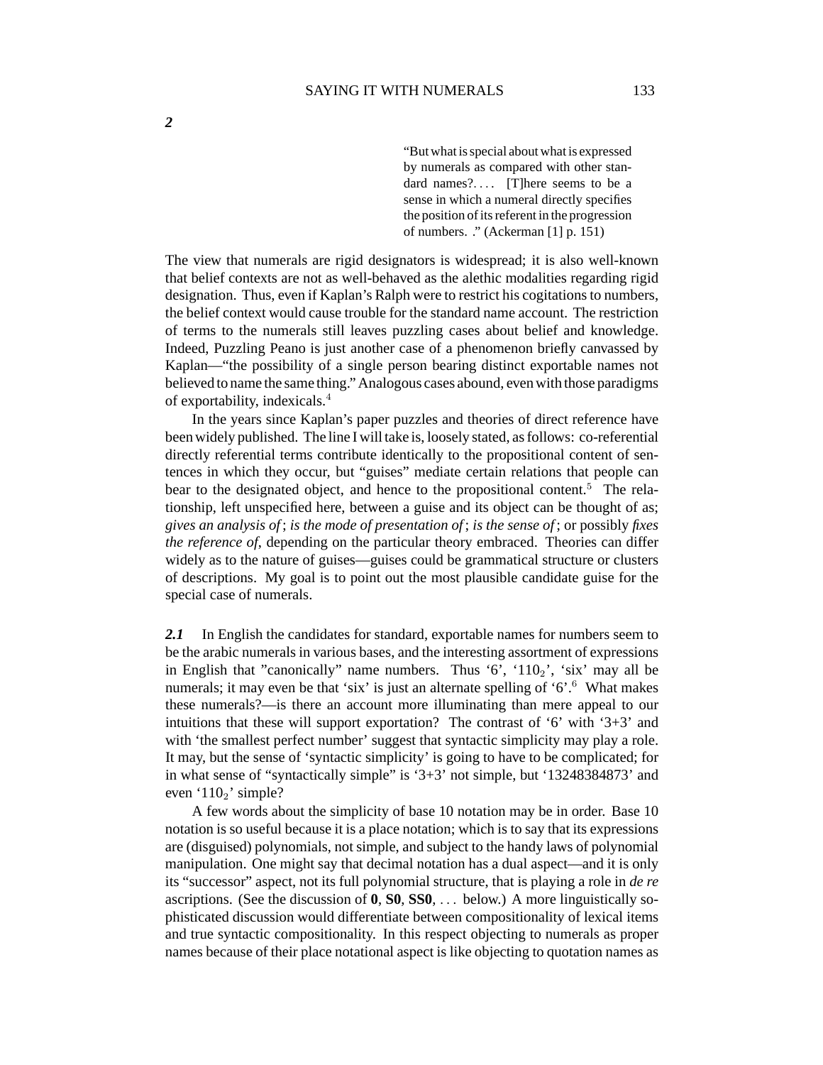***2***

> "But what is special about what is expressed by numerals as compared with other standard names?. . . . [T]here seems to be a sense in which a numeral directly specifies the position of its referent in the progression of numbers. ." (Ackerman [1] p. 151)

The view that numerals are rigid designators is widespread; it is also well-known that belief contexts are not as well-behaved as the alethic modalities regarding rigid designation. Thus, even if Kaplan's Ralph were to restrict his cogitations to numbers, the belief context would cause trouble for the standard name account. The restriction of terms to the numerals still leaves puzzling cases about belief and knowledge. Indeed, Puzzling Peano is just another case of a phenomenon briefly canvassed by Kaplan—"the possibility of a single person bearing distinct exportable names not believed to name the same thing." Analogous cases abound, even with those paradigms of exportability, indexicals.[4]

In the years since Kaplan's paper puzzles and theories of direct reference have been widely published. The line I will take is, loosely stated, as follows: co-referential directly referential terms contribute identically to the propositional content of sentences in which they occur, but "guises" mediate certain relations that people can bear to the designated object, and hence to the propositional content.[5] The relationship, left unspecified here, between a guise and its object can be thought of as; *gives an analysis of*; *is the mode of presentation of*; *is the sense of*; or possibly *fixes the reference of,* depending on the particular theory embraced. Theories can differ widely as to the nature of guises—guises could be grammatical structure or clusters of descriptions. My goal is to point out the most plausible candidate guise for the special case of numerals.

***2.1*** In English the candidates for standard, exportable names for numbers seem to be the arabic numerals in various bases, and the interesting assortment of expressions in English that "canonically" name numbers. Thus '6', '$110_2$', 'six' may all be numerals; it may even be that 'six' is just an alternate spelling of '6'.[6] What makes these numerals?—is there an account more illuminating than mere appeal to our intuitions that these will support exportation? The contrast of '6' with '3+3' and with 'the smallest perfect number' suggest that syntactic simplicity may play a role. It may, but the sense of 'syntactic simplicity' is going to have to be complicated; for in what sense of "syntactically simple" is '3+3' not simple, but '13248384873' and even '$110_2$' simple?

A few words about the simplicity of base 10 notation may be in order. Base 10 notation is so useful because it is a place notation; which is to say that its expressions are (disguised) polynomials, not simple, and subject to the handy laws of polynomial manipulation. One might say that decimal notation has a dual aspect—and it is only its "successor" aspect, not its full polynomial structure, that is playing a role in *de re* ascriptions. (See the discussion of **0**, **S0**, **SS0**, . . . below.) A more linguistically sophisticated discussion would differentiate between compositionality of lexical items and true syntactic compositionality. In this respect objecting to numerals as proper names because of their place notational aspect is like objecting to quotation names as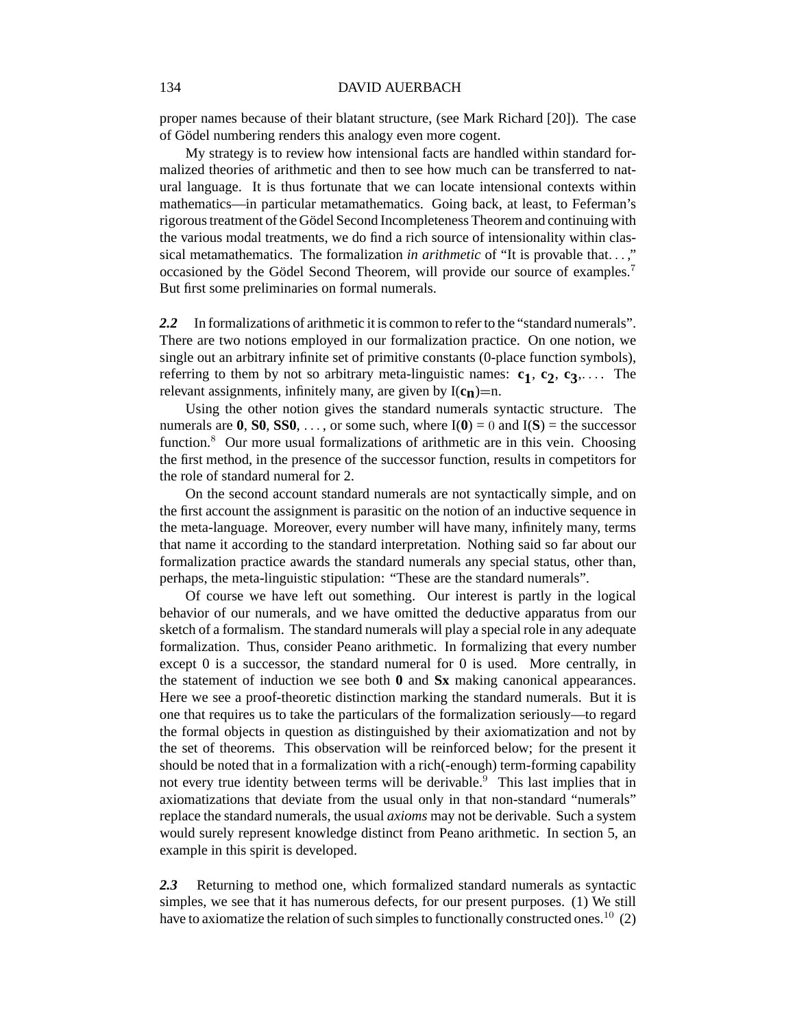proper names because of their blatant structure, (see Mark Richard [20]). The case of Gödel numbering renders this analogy even more cogent.

My strategy is to review how intensional facts are handled within standard formalized theories of arithmetic and then to see how much can be transferred to natural language. It is thus fortunate that we can locate intensional contexts within mathematics—in particular metamathematics. Going back, at least, to Feferman's rigorous treatment of the Gödel Second Incompleteness Theorem and continuing with the various modal treatments, we do find a rich source of intensionality within classical metamathematics. The formalization *in arithmetic* of "It is provable that. . . ," occasioned by the Gödel Second Theorem, will provide our source of examples.[7] But first some preliminaries on formal numerals.

***2.2*** In formalizations of arithmetic it is common to refer to the "standard numerals". There are two notions employed in our formalization practice. On one notion, we single out an arbitrary infinite set of primitive constants (0-place function symbols), referring to them by not so arbitrary meta-linguistic names: $\mathbf{c_1}$, $\mathbf{c_2}$, $\mathbf{c_3}$,. . . . The relevant assignments, infinitely many, are given by I($\mathbf{c_n}$)=n.

Using the other notion gives the standard numerals syntactic structure. The numerals are **0**, **S0**, **SS0**, . . . , or some such, where I(**0**) = 0 and I(**S**) = the successor function.[8] Our more usual formalizations of arithmetic are in this vein. Choosing the first method, in the presence of the successor function, results in competitors for the role of standard numeral for 2.

On the second account standard numerals are not syntactically simple, and on the first account the assignment is parasitic on the notion of an inductive sequence in the meta-language. Moreover, every number will have many, infinitely many, terms that name it according to the standard interpretation. Nothing said so far about our formalization practice awards the standard numerals any special status, other than, perhaps, the meta-linguistic stipulation: "These are the standard numerals".

Of course we have left out something. Our interest is partly in the logical behavior of our numerals, and we have omitted the deductive apparatus from our sketch of a formalism. The standard numerals will play a special role in any adequate formalization. Thus, consider Peano arithmetic. In formalizing that every number except 0 is a successor, the standard numeral for 0 is used. More centrally, in the statement of induction we see both **0** and **Sx** making canonical appearances. Here we see a proof-theoretic distinction marking the standard numerals. But it is one that requires us to take the particulars of the formalization seriously—to regard the formal objects in question as distinguished by their axiomatization and not by the set of theorems. This observation will be reinforced below; for the present it should be noted that in a formalization with a rich(-enough) term-forming capability not every true identity between terms will be derivable.[9] This last implies that in axiomatizations that deviate from the usual only in that non-standard "numerals" replace the standard numerals, the usual *axioms* may not be derivable. Such a system would surely represent knowledge distinct from Peano arithmetic. In section 5, an example in this spirit is developed.

***2.3*** Returning to method one, which formalized standard numerals as syntactic simples, we see that it has numerous defects, for our present purposes. (1) We still have to axiomatize the relation of such simples to functionally constructed ones.[10] (2)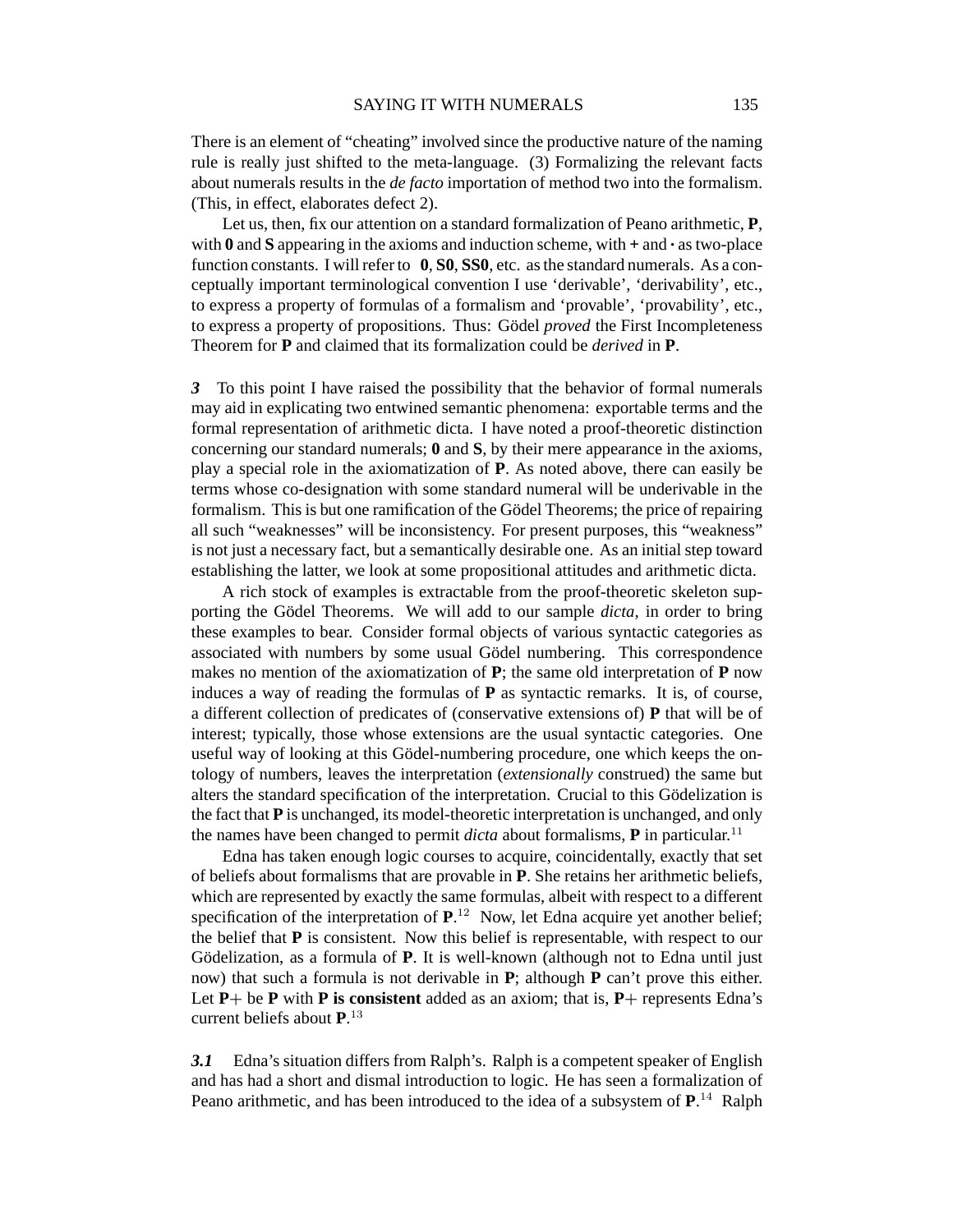There is an element of "cheating" involved since the productive nature of the naming rule is really just shifted to the meta-language. (3) Formalizing the relevant facts about numerals results in the *de facto* importation of method two into the formalism. (This, in effect, elaborates defect 2).

Let us, then, fix our attention on a standard formalization of Peano arithmetic, **P**, with **0** and **S** appearing in the axioms and induction scheme, with **+** and **·** as two-place function constants. I will refer to **0**, **S0**, **SS0**, etc. as the standard numerals. As a conceptually important terminological convention I use 'derivable', 'derivability', etc., to express a property of formulas of a formalism and 'provable', 'provability', etc., to express a property of propositions. Thus: Gödel *proved* the First Incompleteness Theorem for **P** and claimed that its formalization could be *derived* in **P**.

***3*** To this point I have raised the possibility that the behavior of formal numerals may aid in explicating two entwined semantic phenomena: exportable terms and the formal representation of arithmetic dicta. I have noted a proof-theoretic distinction concerning our standard numerals; **0** and **S**, by their mere appearance in the axioms, play a special role in the axiomatization of **P**. As noted above, there can easily be terms whose co-designation with some standard numeral will be underivable in the formalism. This is but one ramification of the Gödel Theorems; the price of repairing all such "weaknesses" will be inconsistency. For present purposes, this "weakness" is not just a necessary fact, but a semantically desirable one. As an initial step toward establishing the latter, we look at some propositional attitudes and arithmetic dicta.

A rich stock of examples is extractable from the proof-theoretic skeleton supporting the Gödel Theorems. We will add to our sample *dicta*, in order to bring these examples to bear. Consider formal objects of various syntactic categories as associated with numbers by some usual Gödel numbering. This correspondence makes no mention of the axiomatization of **P**; the same old interpretation of **P** now induces a way of reading the formulas of **P** as syntactic remarks. It is, of course, a different collection of predicates of (conservative extensions of) **P** that will be of interest; typically, those whose extensions are the usual syntactic categories. One useful way of looking at this Gödel-numbering procedure, one which keeps the ontology of numbers, leaves the interpretation (*extensionally* construed) the same but alters the standard specification of the interpretation. Crucial to this Gödelization is the fact that **P** is unchanged, its model-theoretic interpretation is unchanged, and only the names have been changed to permit *dicta* about formalisms, **P** in particular.[11]

Edna has taken enough logic courses to acquire, coincidentally, exactly that set of beliefs about formalisms that are provable in **P**. She retains her arithmetic beliefs, which are represented by exactly the same formulas, albeit with respect to a different specification of the interpretation of **P**.[12] Now, let Edna acquire yet another belief; the belief that **P** is consistent. Now this belief is representable, with respect to our Gödelization, as a formula of **P**. It is well-known (although not to Edna until just now) that such a formula is not derivable in **P**; although **P** can't prove this either. Let **P**+ be **P** with **P is consistent** added as an axiom; that is, **P**+ represents Edna's current beliefs about **P**.[13]

***3.1*** Edna's situation differs from Ralph's. Ralph is a competent speaker of English and has had a short and dismal introduction to logic. He has seen a formalization of Peano arithmetic, and has been introduced to the idea of a subsystem of **P**.[14] Ralph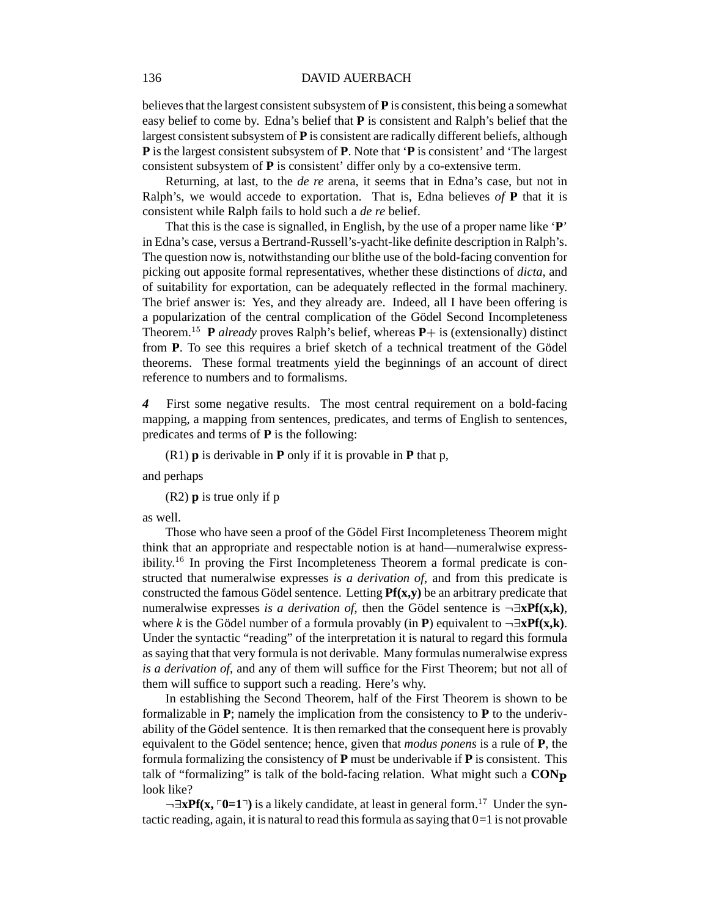believes that the largest consistent subsystem of **P** is consistent, this being a somewhat easy belief to come by. Edna's belief that **P** is consistent and Ralph's belief that the largest consistent subsystem of **P** is consistent are radically different beliefs, although **P** is the largest consistent subsystem of **P**. Note that '**P** is consistent' and 'The largest consistent subsystem of **P** is consistent' differ only by a co-extensive term.

Returning, at last, to the *de re* arena, it seems that in Edna's case, but not in Ralph's, we would accede to exportation. That is, Edna believes *of* **P** that it is consistent while Ralph fails to hold such a *de re* belief.

That this is the case is signalled, in English, by the use of a proper name like '**P**' in Edna's case, versus a Bertrand-Russell's-yacht-like definite description in Ralph's. The question now is, notwithstanding our blithe use of the bold-facing convention for picking out apposite formal representatives, whether these distinctions of *dicta*, and of suitability for exportation, can be adequately reflected in the formal machinery. The brief answer is: Yes, and they already are. Indeed, all I have been offering is a popularization of the central complication of the Gödel Second Incompleteness Theorem.[15] **P** *already* proves Ralph's belief, whereas **P**+ is (extensionally) distinct from **P**. To see this requires a brief sketch of a technical treatment of the Gödel theorems. These formal treatments yield the beginnings of an account of direct reference to numbers and to formalisms.

***4*** First some negative results. The most central requirement on a bold-facing mapping, a mapping from sentences, predicates, and terms of English to sentences, predicates and terms of **P** is the following:

(R1) **p** is derivable in **P** only if it is provable in **P** that p,

and perhaps

(R2) **p** is true only if p

as well.

Those who have seen a proof of the Gödel First Incompleteness Theorem might think that an appropriate and respectable notion is at hand—numeralwise expressibility.[16] In proving the First Incompleteness Theorem a formal predicate is constructed that numeralwise expresses *is a derivation of*, and from this predicate is constructed the famous Gödel sentence. Letting **Pf(x,y)** be an arbitrary predicate that numeralwise expresses *is a derivation of*, then the Gödel sentence is $\neg\exists$**xPf(x,k)**, where *k* is the Gödel number of a formula provably (in **P**) equivalent to $\neg\exists$**xPf(x,k)**. Under the syntactic "reading" of the interpretation it is natural to regard this formula as saying that that very formula is not derivable. Many formulas numeralwise express *is a derivation of*, and any of them will suffice for the First Theorem; but not all of them will suffice to support such a reading. Here's why.

In establishing the Second Theorem, half of the First Theorem is shown to be formalizable in **P**; namely the implication from the consistency to **P** to the underivability of the Gödel sentence. It is then remarked that the consequent here is provably equivalent to the Gödel sentence; hence, given that *modus ponens* is a rule of **P**, the formula formalizing the consistency of **P** must be underivable if **P** is consistent. This talk of "formalizing" is talk of the bold-facing relation. What might such a $\mathbf{CON_P}$ look like?

$\neg\exists$**xPf(x,** $\ulcorner$**0=1**$\urcorner$**)** is a likely candidate, at least in general form.[17] Under the syntactic reading, again, it is natural to read this formula as saying that 0=1 is not provable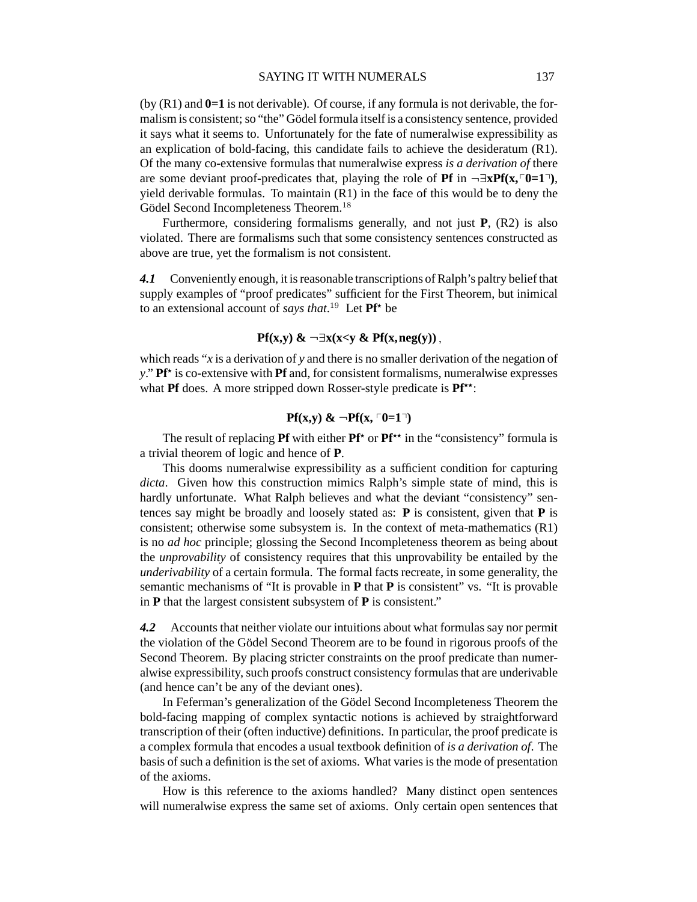(by (R1) and **0=1** is not derivable). Of course, if any formula is not derivable, the formalism is consistent; so "the" Gödel formula itself is a consistency sentence, provided it says what it seems to. Unfortunately for the fate of numeralwise expressibility as an explication of bold-facing, this candidate fails to achieve the desideratum (R1). Of the many co-extensive formulas that numeralwise express *is a derivation of* there are some deviant proof-predicates that, playing the role of **Pf** in **¬∃xPf(x,⌜0=1⌝)**, yield derivable formulas. To maintain (R1) in the face of this would be to deny the Gödel Second Incompleteness Theorem.[18]

Furthermore, considering formalisms generally, and not just **P**, (R2) is also violated. There are formalisms such that some consistency sentences constructed as above are true, yet the formalism is not consistent.

***4.1*** Conveniently enough, it is reasonable transcriptions of Ralph's paltry belief that supply examples of "proof predicates" sufficient for the First Theorem, but inimical to an extensional account of *says that*.[19] Let **Pf⋆** be

**Pf(x,y) & ¬∃x(x<y & Pf(x,neg(y))** ,

which reads "*x* is a derivation of *y* and there is no smaller derivation of the negation of *y*." **Pf⋆** is co-extensive with **Pf** and, for consistent formalisms, numeralwise expresses what **Pf** does. A more stripped down Rosser-style predicate is **Pf⋆⋆**:

**Pf(x,y) & ¬Pf(x, ⌜0=1⌝)**

The result of replacing **Pf** with either **Pf⋆** or **Pf⋆⋆** in the "consistency" formula is a trivial theorem of logic and hence of **P**.

This dooms numeralwise expressibility as a sufficient condition for capturing *dicta*. Given how this construction mimics Ralph's simple state of mind, this is hardly unfortunate. What Ralph believes and what the deviant "consistency" sentences say might be broadly and loosely stated as: **P** is consistent, given that **P** is consistent; otherwise some subsystem is. In the context of meta-mathematics (R1) is no *ad hoc* principle; glossing the Second Incompleteness theorem as being about the *unprovability* of consistency requires that this unprovability be entailed by the *underivability* of a certain formula. The formal facts recreate, in some generality, the semantic mechanisms of "It is provable in **P** that **P** is consistent" vs. "It is provable in **P** that the largest consistent subsystem of **P** is consistent."

***4.2*** Accounts that neither violate our intuitions about what formulas say nor permit the violation of the Gödel Second Theorem are to be found in rigorous proofs of the Second Theorem. By placing stricter constraints on the proof predicate than numeralwise expressibility, such proofs construct consistency formulas that are underivable (and hence can't be any of the deviant ones).

In Feferman's generalization of the Gödel Second Incompleteness Theorem the bold-facing mapping of complex syntactic notions is achieved by straightforward transcription of their (often inductive) definitions. In particular, the proof predicate is a complex formula that encodes a usual textbook definition of *is a derivation of*. The basis of such a definition is the set of axioms. What varies is the mode of presentation of the axioms.

How is this reference to the axioms handled? Many distinct open sentences will numeralwise express the same set of axioms. Only certain open sentences that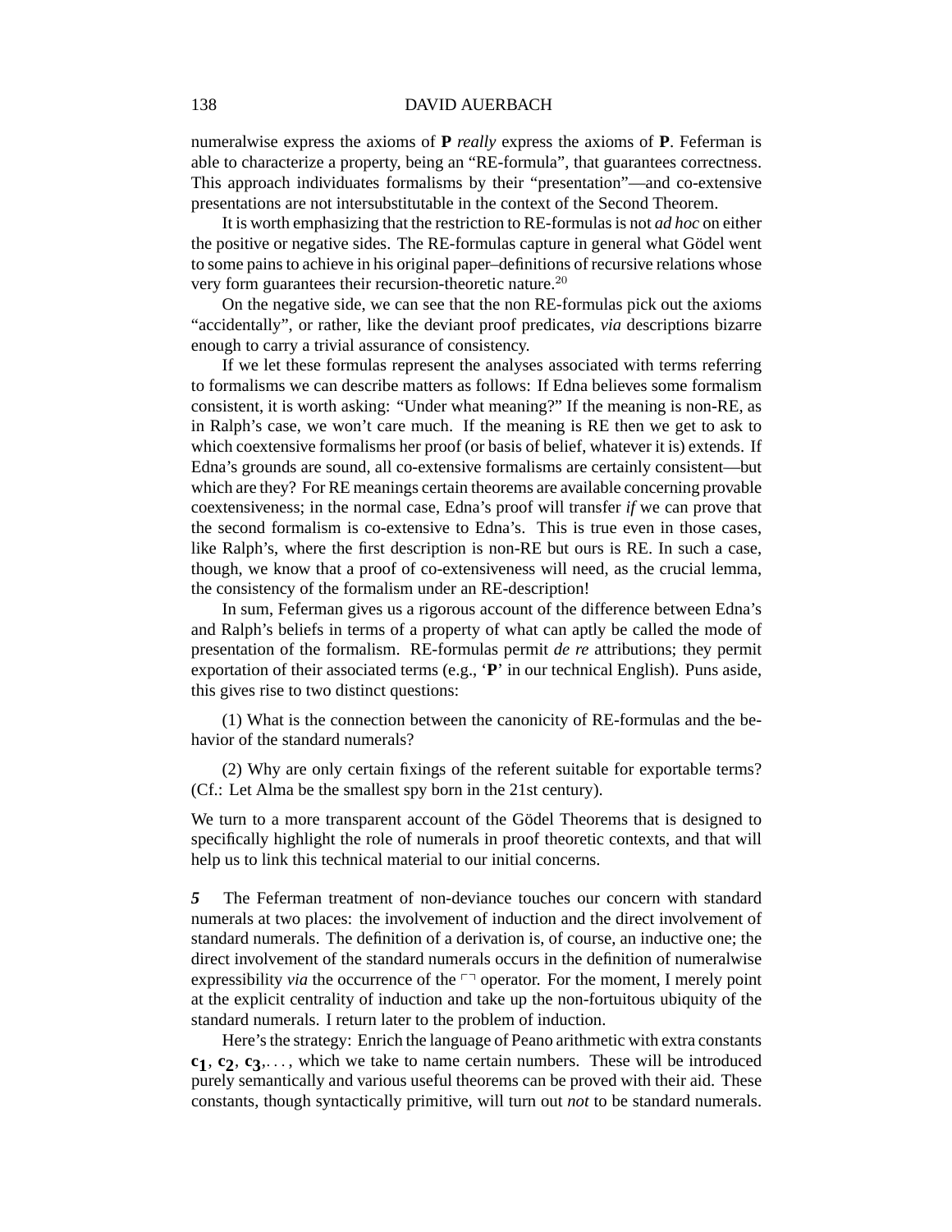numeralwise express the axioms of **P** *really* express the axioms of **P**. Feferman is able to characterize a property, being an "RE-formula", that guarantees correctness. This approach individuates formalisms by their "presentation"—and co-extensive presentations are not intersubstitutable in the context of the Second Theorem.

It is worth emphasizing that the restriction to RE-formulas is not *ad hoc* on either the positive or negative sides. The RE-formulas capture in general what Gödel went to some pains to achieve in his original paper–definitions of recursive relations whose very form guarantees their recursion-theoretic nature.[20]

On the negative side, we can see that the non RE-formulas pick out the axioms "accidentally", or rather, like the deviant proof predicates, *via* descriptions bizarre enough to carry a trivial assurance of consistency.

If we let these formulas represent the analyses associated with terms referring to formalisms we can describe matters as follows: If Edna believes some formalism consistent, it is worth asking: "Under what meaning?" If the meaning is non-RE, as in Ralph's case, we won't care much. If the meaning is RE then we get to ask to which coextensive formalisms her proof (or basis of belief, whatever it is) extends. If Edna's grounds are sound, all co-extensive formalisms are certainly consistent—but which are they? For RE meanings certain theorems are available concerning provable coextensiveness; in the normal case, Edna's proof will transfer *if* we can prove that the second formalism is co-extensive to Edna's. This is true even in those cases, like Ralph's, where the first description is non-RE but ours is RE. In such a case, though, we know that a proof of co-extensiveness will need, as the crucial lemma, the consistency of the formalism under an RE-description!

In sum, Feferman gives us a rigorous account of the difference between Edna's and Ralph's beliefs in terms of a property of what can aptly be called the mode of presentation of the formalism. RE-formulas permit *de re* attributions; they permit exportation of their associated terms (e.g., '**P**' in our technical English). Puns aside, this gives rise to two distinct questions:

(1) What is the connection between the canonicity of RE-formulas and the behavior of the standard numerals?

(2) Why are only certain fixings of the referent suitable for exportable terms? (Cf.: Let Alma be the smallest spy born in the 21st century).

We turn to a more transparent account of the Gödel Theorems that is designed to specifically highlight the role of numerals in proof theoretic contexts, and that will help us to link this technical material to our initial concerns.

***5*** The Feferman treatment of non-deviance touches our concern with standard numerals at two places: the involvement of induction and the direct involvement of standard numerals. The definition of a derivation is, of course, an inductive one; the direct involvement of the standard numerals occurs in the definition of numeralwise expressibility *via* the occurrence of the $\ulcorner\urcorner$ operator. For the moment, I merely point at the explicit centrality of induction and take up the non-fortuitous ubiquity of the standard numerals. I return later to the problem of induction.

Here's the strategy: Enrich the language of Peano arithmetic with extra constants $\mathbf{c_1}$, $\mathbf{c_2}$, $\mathbf{c_3}$,..., which we take to name certain numbers. These will be introduced purely semantically and various useful theorems can be proved with their aid. These constants, though syntactically primitive, will turn out *not* to be standard numerals.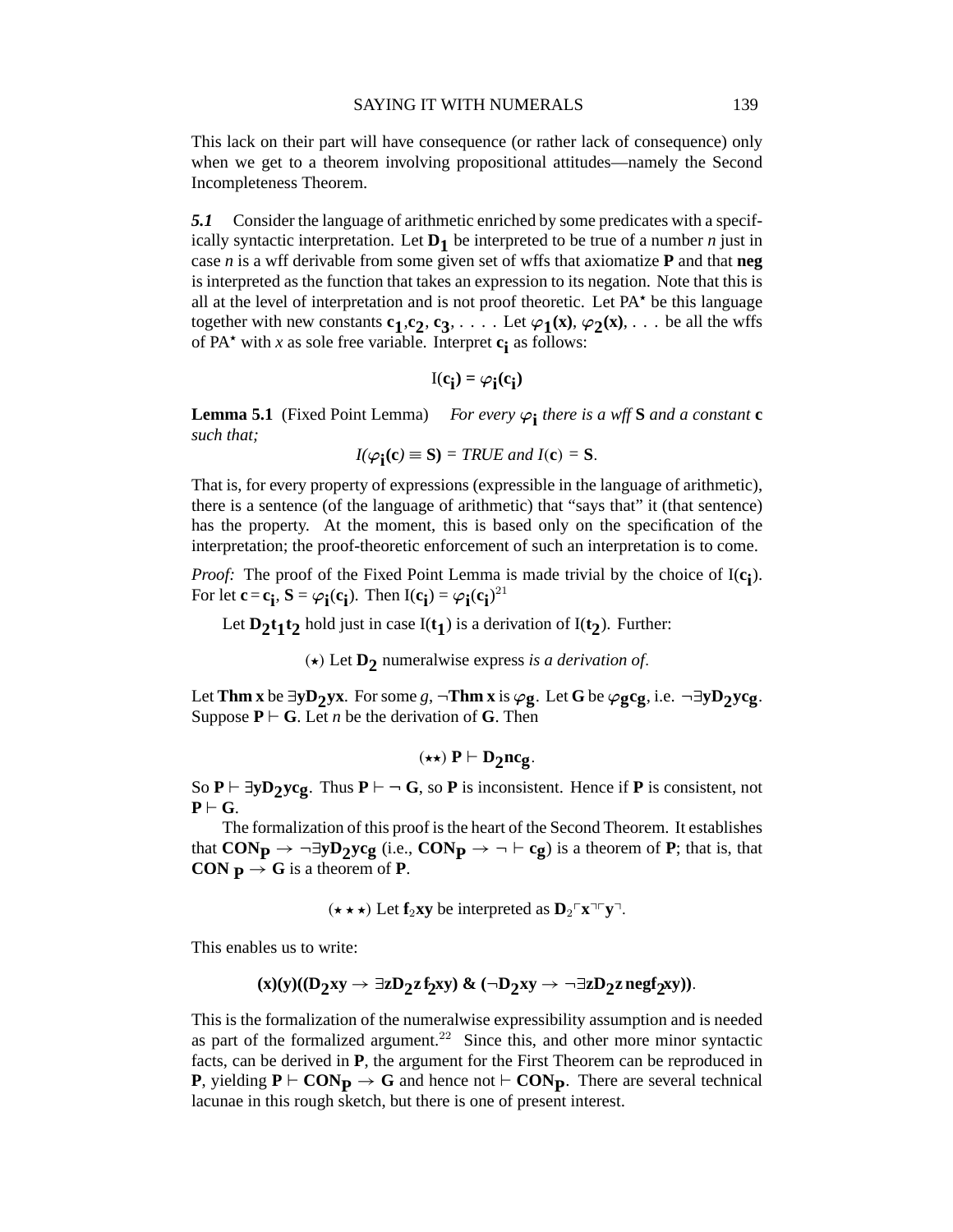This lack on their part will have consequence (or rather lack of consequence) only when we get to a theorem involving propositional attitudes—namely the Second Incompleteness Theorem.

***5.1*** Consider the language of arithmetic enriched by some predicates with a specifically syntactic interpretation. Let $\mathbf{D_1}$ be interpreted to be true of a number *n* just in case *n* is a wff derivable from some given set of wffs that axiomatize **P** and that **neg** is interpreted as the function that takes an expression to its negation. Note that this is all at the level of interpretation and is not proof theoretic. Let PA$^\star$ be this language together with new constants $\mathbf{c_1}, \mathbf{c_2}, \mathbf{c_3}, \ldots$ . Let $\varphi_\mathbf{1}(\mathbf{x}), \varphi_\mathbf{2}(\mathbf{x}), \ldots$ be all the wffs of PA$^\star$ with *x* as sole free variable. Interpret $\mathbf{c_i}$ as follows:

$$\mathrm{I}(\mathbf{c_i}) = \varphi_\mathbf{i}(\mathbf{c_i})$$

**Lemma 5.1** (Fixed Point Lemma) *For every* $\varphi_\mathbf{i}$ *there is a wff* **S** *and a constant* **c** *such that;*

$$I(\varphi_\mathbf{i}(\mathbf{c}) \equiv \mathbf{S}) = \mathit{TRUE} \text{ and } I(\mathbf{c}) = \mathbf{S}.$$

That is, for every property of expressions (expressible in the language of arithmetic), there is a sentence (of the language of arithmetic) that "says that" it (that sentence) has the property. At the moment, this is based only on the specification of the interpretation; the proof-theoretic enforcement of such an interpretation is to come.

*Proof:* The proof of the Fixed Point Lemma is made trivial by the choice of $\mathrm{I}(\mathbf{c_i})$. For let $\mathbf{c} = \mathbf{c_i}$, $\mathbf{S} = \varphi_\mathbf{i}(\mathbf{c_i})$. Then $\mathrm{I}(\mathbf{c_i}) = \varphi_\mathbf{i}(\mathbf{c_i})$[21]

Let $\mathbf{D_2 t_1 t_2}$ hold just in case $\mathrm{I}(\mathbf{t_1})$ is a derivation of $\mathrm{I}(\mathbf{t_2})$. Further:

($\star$) Let $\mathbf{D_2}$ numeralwise express *is a derivation of*.

Let **Thm x** be $\exists \mathbf{y D_2 y x}$. For some *g*, $\neg$**Thm x** is $\varphi_\mathbf{g}$. Let **G** be $\varphi_\mathbf{g} \mathbf{c_g}$, i.e. $\neg \exists \mathbf{y D_2 y c_g}$. Suppose $\mathbf{P} \vdash \mathbf{G}$. Let *n* be the derivation of **G**. Then

$$(\star\star)\ \mathbf{P} \vdash \mathbf{D_2 n c_g}.$$

So $\mathbf{P} \vdash \exists \mathbf{y D_2 y c_g}$. Thus $\mathbf{P} \vdash \neg\, \mathbf{G}$, so **P** is inconsistent. Hence if **P** is consistent, not $\mathbf{P} \vdash \mathbf{G}$.

The formalization of this proof is the heart of the Second Theorem. It establishes that $\mathbf{CON_P} \rightarrow \neg \exists \mathbf{y D_2 y c_g}$ (i.e., $\mathbf{CON_P} \rightarrow \neg \vdash \mathbf{c_g}$) is a theorem of **P**; that is, that $\mathbf{CON_P} \rightarrow \mathbf{G}$ is a theorem of **P**.

($\star\star\star$) Let $\mathbf{f_2 xy}$ be interpreted as $\mathbf{D_2} \ulcorner \mathbf{x} \urcorner \ulcorner \mathbf{y} \urcorner$.

This enables us to write:

$$(\mathbf{x})(\mathbf{y})((\mathbf{D_2 xy} \rightarrow \exists \mathbf{z D_2 z f_2 xy}) \ \&\ (\neg \mathbf{D_2 xy} \rightarrow \neg \exists \mathbf{z D_2 z\, neg f_2 xy})).$$

This is the formalization of the numeralwise expressibility assumption and is needed as part of the formalized argument.[22] Since this, and other more minor syntactic facts, can be derived in **P**, the argument for the First Theorem can be reproduced in **P**, yielding $\mathbf{P} \vdash \mathbf{CON_P} \rightarrow \mathbf{G}$ and hence not $\vdash \mathbf{CON_P}$. There are several technical lacunae in this rough sketch, but there is one of present interest.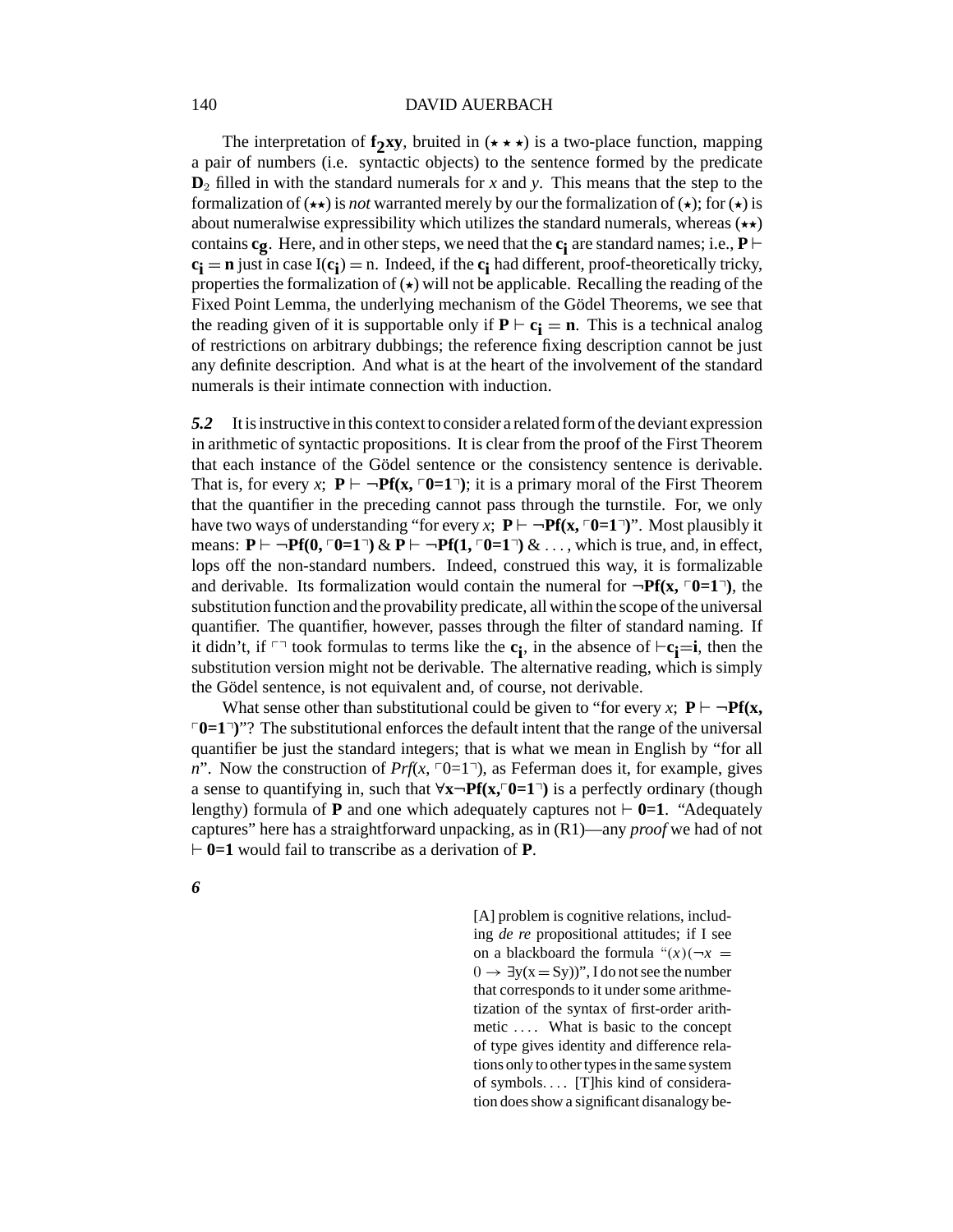The interpretation of $\mathbf{f_2xy}$, bruited in ($\star\star\star$) is a two-place function, mapping a pair of numbers (i.e. syntactic objects) to the sentence formed by the predicate $\mathbf{D}_2$ filled in with the standard numerals for $x$ and $y$. This means that the step to the formalization of ($\star\star$) is *not* warranted merely by our the formalization of ($\star$); for ($\star$) is about numeralwise expressibility which utilizes the standard numerals, whereas ($\star\star$) contains $\mathbf{c_g}$. Here, and in other steps, we need that the $\mathbf{c_i}$ are standard names; i.e., $\mathbf{P} \vdash \mathbf{c_i} = \mathbf{n}$ just in case $\mathrm{I}(\mathbf{c_i}) = \mathrm{n}$. Indeed, if the $\mathbf{c_i}$ had different, proof-theoretically tricky, properties the formalization of ($\star$) will not be applicable. Recalling the reading of the Fixed Point Lemma, the underlying mechanism of the Gödel Theorems, we see that the reading given of it is supportable only if $\mathbf{P} \vdash \mathbf{c_i} = \mathbf{n}$. This is a technical analog of restrictions on arbitrary dubbings; the reference fixing description cannot be just any definite description. And what is at the heart of the involvement of the standard numerals is their intimate connection with induction.

***5.2*** It is instructive in this context to consider a related form of the deviant expression in arithmetic of syntactic propositions. It is clear from the proof of the First Theorem that each instance of the Gödel sentence or the consistency sentence is derivable. That is, for every $x$; $\mathbf{P} \vdash \neg\mathbf{Pf(x,} \ulcorner\mathbf{0{=}1}\urcorner\mathbf{)}$; it is a primary moral of the First Theorem that the quantifier in the preceding cannot pass through the turnstile. For, we only have two ways of understanding "for every $x$; $\mathbf{P} \vdash \neg\mathbf{Pf(x,} \ulcorner\mathbf{0{=}1}\urcorner\mathbf{)}$". Most plausibly it means: $\mathbf{P} \vdash \neg\mathbf{Pf(0,} \ulcorner\mathbf{0{=}1}\urcorner\mathbf{)}$ & $\mathbf{P} \vdash \neg\mathbf{Pf(1,} \ulcorner\mathbf{0{=}1}\urcorner\mathbf{)}$ & ..., which is true, and, in effect, lops off the non-standard numbers. Indeed, construed this way, it is formalizable and derivable. Its formalization would contain the numeral for $\neg\mathbf{Pf(x,} \ulcorner\mathbf{0{=}1}\urcorner\mathbf{)}$, the substitution function and the provability predicate, all within the scope of the universal quantifier. The quantifier, however, passes through the filter of standard naming. If it didn't, if $\ulcorner\urcorner$ took formulas to terms like the $\mathbf{c_i}$, in the absence of $\vdash\mathbf{c_i{=}i}$, then the substitution version might not be derivable. The alternative reading, which is simply the Gödel sentence, is not equivalent and, of course, not derivable.

What sense other than substitutional could be given to "for every $x$; $\mathbf{P} \vdash \neg\mathbf{Pf(x,} \ulcorner\mathbf{0{=}1}\urcorner\mathbf{)}$"? The substitutional enforces the default intent that the range of the universal quantifier be just the standard integers; that is what we mean in English by "for all $n$". Now the construction of $Prf(x, \ulcorner 0{=}1 \urcorner)$, as Feferman does it, for example, gives a sense to quantifying in, such that $\forall\mathbf{x}\neg\mathbf{Pf(x,}\ulcorner\mathbf{0{=}1}\urcorner\mathbf{)}$ is a perfectly ordinary (though lengthy) formula of $\mathbf{P}$ and one which adequately captures not $\vdash$ **0=1**. "Adequately captures" here has a straightforward unpacking, as in (R1)—any *proof* we had of not $\vdash$ **0=1** would fail to transcribe as a derivation of $\mathbf{P}$.

## *6*

> [A] problem is cognitive relations, including *de re* propositional attitudes; if I see on a blackboard the formula "$(x)(\neg x = 0 \rightarrow \exists y(x = Sy))$", I do not see the number that corresponds to it under some arithmetization of the syntax of first-order arithmetic .... What is basic to the concept of type gives identity and difference relations only to other types in the same system of symbols.... [T]his kind of consideration does show a significant disanalogy be-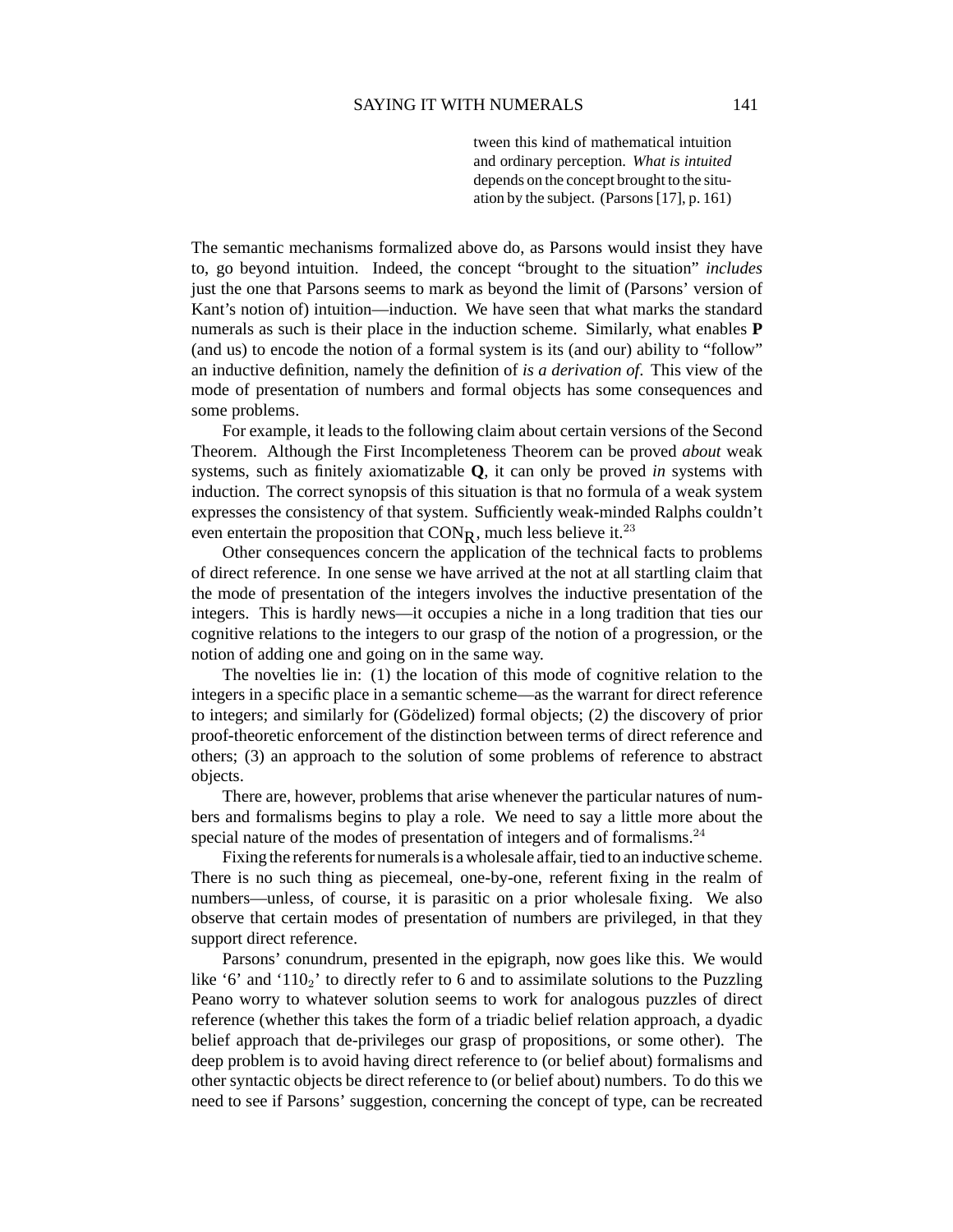> tween this kind of mathematical intuition and ordinary perception. *What is intuited* depends on the concept brought to the situation by the subject. (Parsons [17], p. 161)

The semantic mechanisms formalized above do, as Parsons would insist they have to, go beyond intuition. Indeed, the concept "brought to the situation" *includes* just the one that Parsons seems to mark as beyond the limit of (Parsons' version of Kant's notion of) intuition—induction. We have seen that what marks the standard numerals as such is their place in the induction scheme. Similarly, what enables **P** (and us) to encode the notion of a formal system is its (and our) ability to "follow" an inductive definition, namely the definition of *is a derivation of*. This view of the mode of presentation of numbers and formal objects has some consequences and some problems.

For example, it leads to the following claim about certain versions of the Second Theorem. Although the First Incompleteness Theorem can be proved *about* weak systems, such as finitely axiomatizable **Q**, it can only be proved *in* systems with induction. The correct synopsis of this situation is that no formula of a weak system expresses the consistency of that system. Sufficiently weak-minded Ralphs couldn't even entertain the proposition that $\mathrm{CON}_{\mathrm{R}}$, much less believe it.[23]

Other consequences concern the application of the technical facts to problems of direct reference. In one sense we have arrived at the not at all startling claim that the mode of presentation of the integers involves the inductive presentation of the integers. This is hardly news—it occupies a niche in a long tradition that ties our cognitive relations to the integers to our grasp of the notion of a progression, or the notion of adding one and going on in the same way.

The novelties lie in: (1) the location of this mode of cognitive relation to the integers in a specific place in a semantic scheme—as the warrant for direct reference to integers; and similarly for (Gödelized) formal objects; (2) the discovery of prior proof-theoretic enforcement of the distinction between terms of direct reference and others; (3) an approach to the solution of some problems of reference to abstract objects.

There are, however, problems that arise whenever the particular natures of numbers and formalisms begins to play a role. We need to say a little more about the special nature of the modes of presentation of integers and of formalisms.[24]

Fixing the referents for numerals is a wholesale affair, tied to an inductive scheme. There is no such thing as piecemeal, one-by-one, referent fixing in the realm of numbers—unless, of course, it is parasitic on a prior wholesale fixing. We also observe that certain modes of presentation of numbers are privileged, in that they support direct reference.

Parsons' conundrum, presented in the epigraph, now goes like this. We would like '6' and '$110_2$' to directly refer to 6 and to assimilate solutions to the Puzzling Peano worry to whatever solution seems to work for analogous puzzles of direct reference (whether this takes the form of a triadic belief relation approach, a dyadic belief approach that de-privileges our grasp of propositions, or some other). The deep problem is to avoid having direct reference to (or belief about) formalisms and other syntactic objects be direct reference to (or belief about) numbers. To do this we need to see if Parsons' suggestion, concerning the concept of type, can be recreated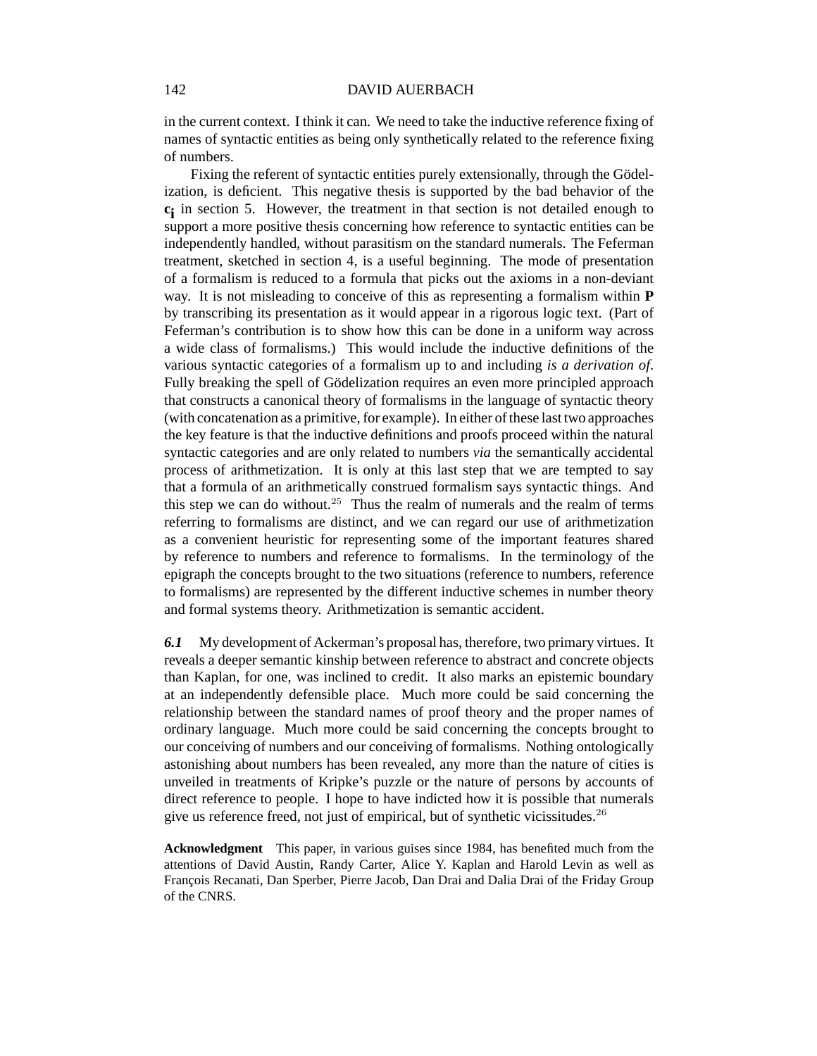in the current context. I think it can. We need to take the inductive reference fixing of names of syntactic entities as being only synthetically related to the reference fixing of numbers.

Fixing the referent of syntactic entities purely extensionally, through the Gödelization, is deficient. This negative thesis is supported by the bad behavior of the $\mathbf{c_i}$ in section 5. However, the treatment in that section is not detailed enough to support a more positive thesis concerning how reference to syntactic entities can be independently handled, without parasitism on the standard numerals. The Feferman treatment, sketched in section 4, is a useful beginning. The mode of presentation of a formalism is reduced to a formula that picks out the axioms in a non-deviant way. It is not misleading to conceive of this as representing a formalism within **P** by transcribing its presentation as it would appear in a rigorous logic text. (Part of Feferman's contribution is to show how this can be done in a uniform way across a wide class of formalisms.) This would include the inductive definitions of the various syntactic categories of a formalism up to and including *is a derivation of*. Fully breaking the spell of Gödelization requires an even more principled approach that constructs a canonical theory of formalisms in the language of syntactic theory (with concatenation as a primitive, for example). In either of these last two approaches the key feature is that the inductive definitions and proofs proceed within the natural syntactic categories and are only related to numbers *via* the semantically accidental process of arithmetization. It is only at this last step that we are tempted to say that a formula of an arithmetically construed formalism says syntactic things. And this step we can do without.[25] Thus the realm of numerals and the realm of terms referring to formalisms are distinct, and we can regard our use of arithmetization as a convenient heuristic for representing some of the important features shared by reference to numbers and reference to formalisms. In the terminology of the epigraph the concepts brought to the two situations (reference to numbers, reference to formalisms) are represented by the different inductive schemes in number theory and formal systems theory. Arithmetization is semantic accident.

***6.1*** My development of Ackerman's proposal has, therefore, two primary virtues. It reveals a deeper semantic kinship between reference to abstract and concrete objects than Kaplan, for one, was inclined to credit. It also marks an epistemic boundary at an independently defensible place. Much more could be said concerning the relationship between the standard names of proof theory and the proper names of ordinary language. Much more could be said concerning the concepts brought to our conceiving of numbers and our conceiving of formalisms. Nothing ontologically astonishing about numbers has been revealed, any more than the nature of cities is unveiled in treatments of Kripke's puzzle or the nature of persons by accounts of direct reference to people. I hope to have indicted how it is possible that numerals give us reference freed, not just of empirical, but of synthetic vicissitudes.[26]

**Acknowledgment** This paper, in various guises since 1984, has benefited much from the attentions of David Austin, Randy Carter, Alice Y. Kaplan and Harold Levin as well as François Recanati, Dan Sperber, Pierre Jacob, Dan Drai and Dalia Drai of the Friday Group of the CNRS.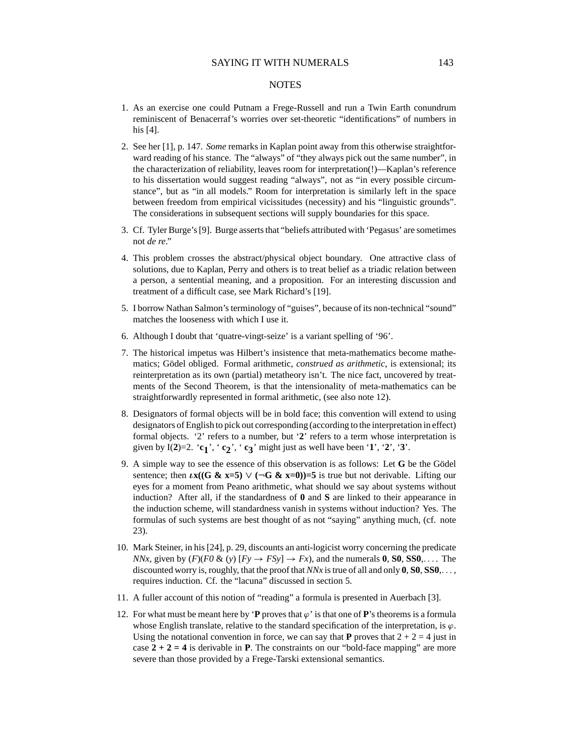## NOTES

1. As an exercise one could Putnam a Frege-Russell and run a Twin Earth conundrum reminiscent of Benacerraf's worries over set-theoretic "identifications" of numbers in his [4].

2. See her [1], p. 147. *Some* remarks in Kaplan point away from this otherwise straightforward reading of his stance. The "always" of "they always pick out the same number", in the characterization of reliability, leaves room for interpretation(!)—Kaplan's reference to his dissertation would suggest reading "always", not as "in every possible circumstance", but as "in all models." Room for interpretation is similarly left in the space between freedom from empirical vicissitudes (necessity) and his "linguistic grounds". The considerations in subsequent sections will supply boundaries for this space.

3. Cf. Tyler Burge's [9]. Burge asserts that "beliefs attributed with 'Pegasus' are sometimes not *de re*."

4. This problem crosses the abstract/physical object boundary. One attractive class of solutions, due to Kaplan, Perry and others is to treat belief as a triadic relation between a person, a sentential meaning, and a proposition. For an interesting discussion and treatment of a difficult case, see Mark Richard's [19].

5. I borrow Nathan Salmon's terminology of "guises", because of its non-technical "sound" matches the looseness with which I use it.

6. Although I doubt that 'quatre-vingt-seize' is a variant spelling of '96'.

7. The historical impetus was Hilbert's insistence that meta-mathematics become mathematics; Gödel obliged. Formal arithmetic, *construed as arithmetic*, is extensional; its reinterpretation as its own (partial) metatheory isn't. The nice fact, uncovered by treatments of the Second Theorem, is that the intensionality of meta-mathematics can be straightforwardly represented in formal arithmetic, (see also note 12).

8. Designators of formal objects will be in bold face; this convention will extend to using designators of English to pick out corresponding (according to the interpretation in effect) formal objects. '2' refers to a number, but '**2**' refers to a term whose interpretation is given by I(**2**)=2. '$\mathbf{c_1}$', '$\mathbf{c_2}$', '$\mathbf{c_3}$' might just as well have been '**1**', '**2**', '**3**'.

9. A simple way to see the essence of this observation is as follows: Let **G** be the Gödel sentence; then $\boldsymbol{\iota}$**x((G & x=5) ∨ (¬G & x=0))=5** is true but not derivable. Lifting our eyes for a moment from Peano arithmetic, what should we say about systems without induction? After all, if the standardness of **0** and **S** are linked to their appearance in the induction scheme, will standardness vanish in systems without induction? Yes. The formulas of such systems are best thought of as not "saying" anything much, (cf. note 23).

10. Mark Steiner, in his [24], p. 29, discounts an anti-logicist worry concerning the predicate *NNx*, given by $(F)(F0 \; \& \; (y)\,[Fy \rightarrow FSy] \rightarrow Fx)$, and the numerals **0**, **S0**, **SS0**,.... The discounted worry is, roughly, that the proof that *NNx* is true of all and only **0**, **S0**, **SS0**,..., requires induction. Cf. the "lacuna" discussed in section 5.

11. A fuller account of this notion of "reading" a formula is presented in Auerbach [3].

12. For what must be meant here by '**P** proves that $\varphi$' is that one of **P**'s theorems is a formula whose English translate, relative to the standard specification of the interpretation, is $\varphi$. Using the notational convention in force, we can say that **P** proves that 2 + 2 = 4 just in case **2 + 2 = 4** is derivable in **P**. The constraints on our "bold-face mapping" are more severe than those provided by a Frege-Tarski extensional semantics.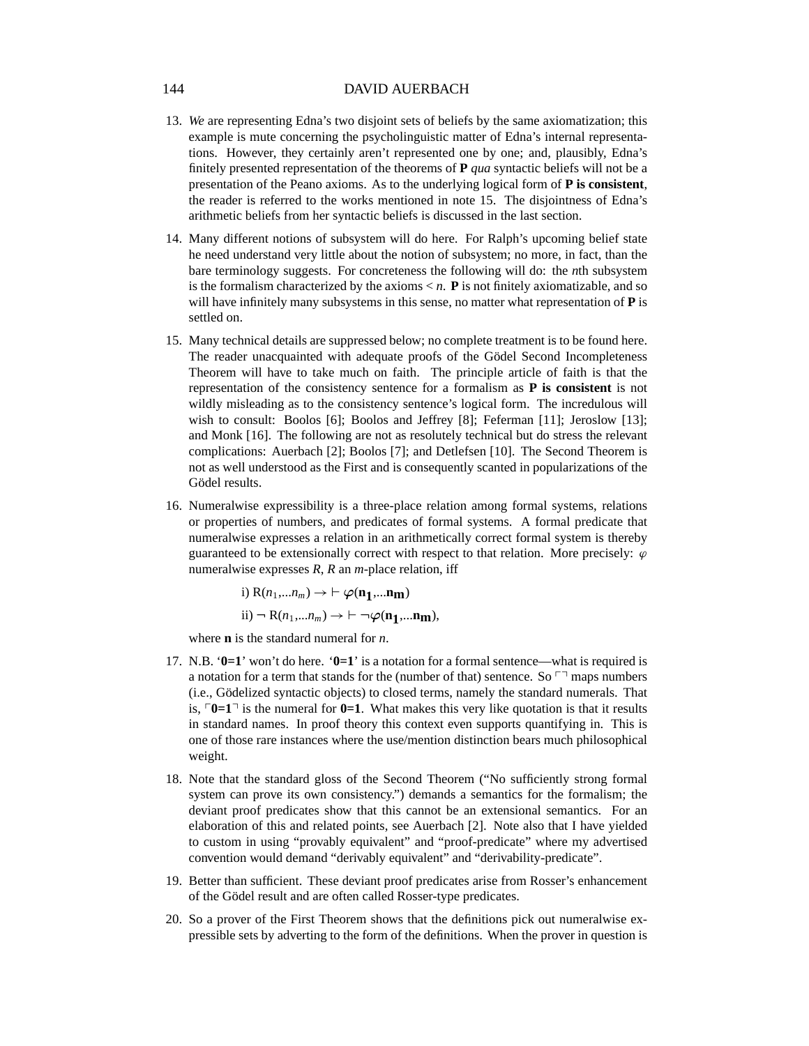13. *We* are representing Edna's two disjoint sets of beliefs by the same axiomatization; this example is mute concerning the psycholinguistic matter of Edna's internal representations. However, they certainly aren't represented one by one; and, plausibly, Edna's finitely presented representation of the theorems of **P** *qua* syntactic beliefs will not be a presentation of the Peano axioms. As to the underlying logical form of **P is consistent**, the reader is referred to the works mentioned in note 15. The disjointness of Edna's arithmetic beliefs from her syntactic beliefs is discussed in the last section.

14. Many different notions of subsystem will do here. For Ralph's upcoming belief state he need understand very little about the notion of subsystem; no more, in fact, than the bare terminology suggests. For concreteness the following will do: the *n*th subsystem is the formalism characterized by the axioms $< n$. **P** is not finitely axiomatizable, and so will have infinitely many subsystems in this sense, no matter what representation of **P** is settled on.

15. Many technical details are suppressed below; no complete treatment is to be found here. The reader unacquainted with adequate proofs of the Gödel Second Incompleteness Theorem will have to take much on faith. The principle article of faith is that the representation of the consistency sentence for a formalism as **P is consistent** is not wildly misleading as to the consistency sentence's logical form. The incredulous will wish to consult: Boolos [6]; Boolos and Jeffrey [8]; Feferman [11]; Jeroslow [13]; and Monk [16]. The following are not as resolutely technical but do stress the relevant complications: Auerbach [2]; Boolos [7]; and Detlefsen [10]. The Second Theorem is not as well understood as the First and is consequently scanted in popularizations of the Gödel results.

16. Numeralwise expressibility is a three-place relation among formal systems, relations or properties of numbers, and predicates of formal systems. A formal predicate that numeralwise expresses a relation in an arithmetically correct formal system is thereby guaranteed to be extensionally correct with respect to that relation. More precisely: $\varphi$ numeralwise expresses *R*, *R* an *m*-place relation, iff

    i) $R(n_1,\ldots n_m) \rightarrow \vdash \varphi(\mathbf{n_1},\ldots\mathbf{n_m})$

    ii) $\neg R(n_1,\ldots n_m) \rightarrow \vdash \neg\varphi(\mathbf{n_1},\ldots\mathbf{n_m})$,

    where **n** is the standard numeral for *n*.

17. N.B. '**0=1**' won't do here. '**0=1**' is a notation for a formal sentence—what is required is a notation for a term that stands for the (number of that) sentence. So $\ulcorner\urcorner$ maps numbers (i.e., Gödelized syntactic objects) to closed terms, namely the standard numerals. That is, $\ulcorner$**0=1**$\urcorner$ is the numeral for **0=1**. What makes this very like quotation is that it results in standard names. In proof theory this context even supports quantifying in. This is one of those rare instances where the use/mention distinction bears much philosophical weight.

18. Note that the standard gloss of the Second Theorem ("No sufficiently strong formal system can prove its own consistency.") demands a semantics for the formalism; the deviant proof predicates show that this cannot be an extensional semantics. For an elaboration of this and related points, see Auerbach [2]. Note also that I have yielded to custom in using "provably equivalent" and "proof-predicate" where my advertised convention would demand "derivably equivalent" and "derivability-predicate".

19. Better than sufficient. These deviant proof predicates arise from Rosser's enhancement of the Gödel result and are often called Rosser-type predicates.

20. So a prover of the First Theorem shows that the definitions pick out numeralwise expressible sets by adverting to the form of the definitions. When the prover in question is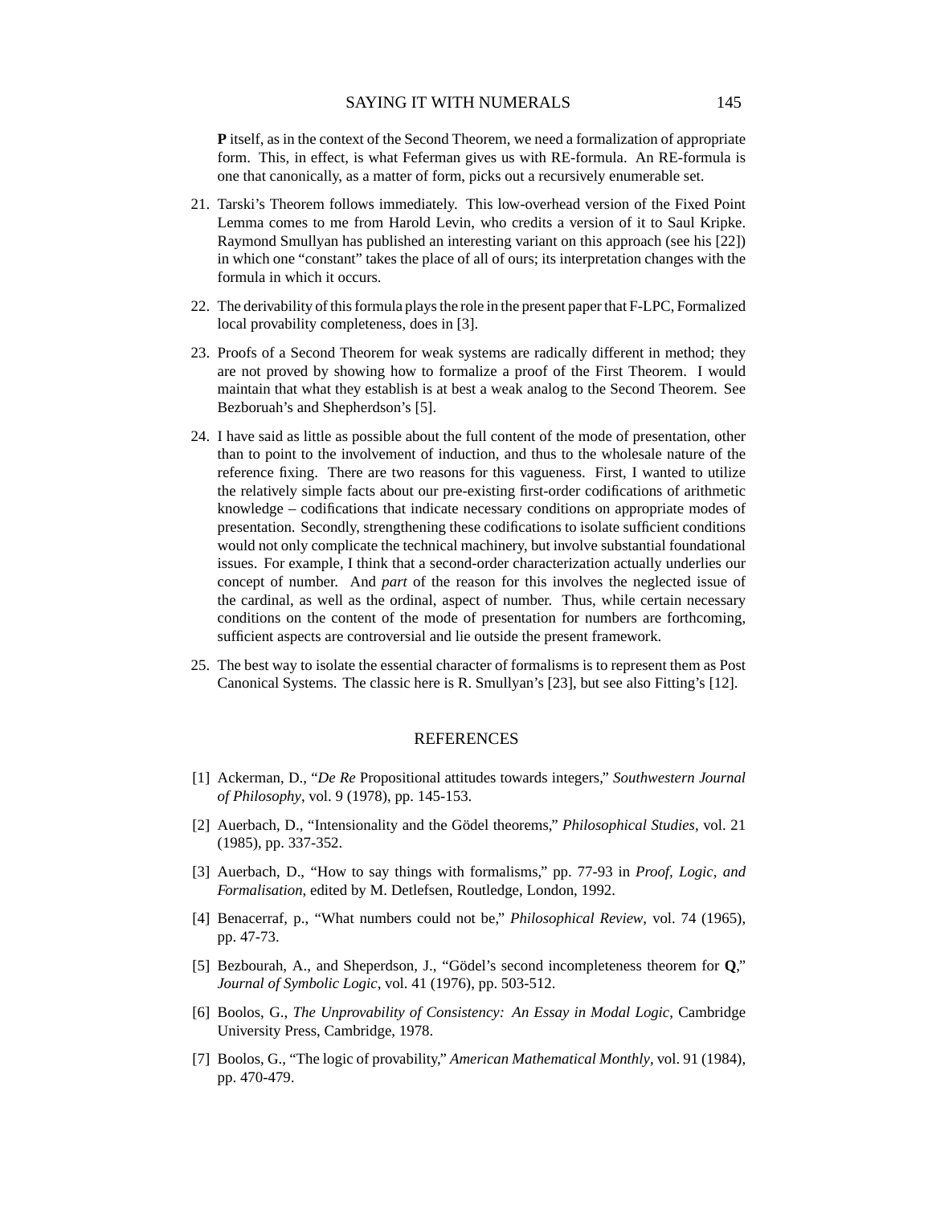**P** itself, as in the context of the Second Theorem, we need a formalization of appropriate form. This, in effect, is what Feferman gives us with RE-formula. An RE-formula is one that canonically, as a matter of form, picks out a recursively enumerable set.

21. Tarski's Theorem follows immediately. This low-overhead version of the Fixed Point Lemma comes to me from Harold Levin, who credits a version of it to Saul Kripke. Raymond Smullyan has published an interesting variant on this approach (see his [22]) in which one "constant" takes the place of all of ours; its interpretation changes with the formula in which it occurs.

22. The derivability of this formula plays the role in the present paper that F-LPC, Formalized local provability completeness, does in [3].

23. Proofs of a Second Theorem for weak systems are radically different in method; they are not proved by showing how to formalize a proof of the First Theorem. I would maintain that what they establish is at best a weak analog to the Second Theorem. See Bezboruah's and Shepherdson's [5].

24. I have said as little as possible about the full content of the mode of presentation, other than to point to the involvement of induction, and thus to the wholesale nature of the reference fixing. There are two reasons for this vagueness. First, I wanted to utilize the relatively simple facts about our pre-existing first-order codifications of arithmetic knowledge – codifications that indicate necessary conditions on appropriate modes of presentation. Secondly, strengthening these codifications to isolate sufficient conditions would not only complicate the technical machinery, but involve substantial foundational issues. For example, I think that a second-order characterization actually underlies our concept of number. And *part* of the reason for this involves the neglected issue of the cardinal, as well as the ordinal, aspect of number. Thus, while certain necessary conditions on the content of the mode of presentation for numbers are forthcoming, sufficient aspects are controversial and lie outside the present framework.

25. The best way to isolate the essential character of formalisms is to represent them as Post Canonical Systems. The classic here is R. Smullyan's [23], but see also Fitting's [12].

## REFERENCES

[1] Ackerman, D., "*De Re* Propositional attitudes towards integers," *Southwestern Journal of Philosophy*, vol. 9 (1978), pp. 145-153.

[2] Auerbach, D., "Intensionality and the Gödel theorems," *Philosophical Studies*, vol. 21 (1985), pp. 337-352.

[3] Auerbach, D., "How to say things with formalisms," pp. 77-93 in *Proof, Logic, and Formalisation*, edited by M. Detlefsen, Routledge, London, 1992.

[4] Benacerraf, p., "What numbers could not be," *Philosophical Review*, vol. 74 (1965), pp. 47-73.

[5] Bezbourah, A., and Sheperdson, J., "Gödel's second incompleteness theorem for **Q**," *Journal of Symbolic Logic*, vol. 41 (1976), pp. 503-512.

[6] Boolos, G., *The Unprovability of Consistency: An Essay in Modal Logic*, Cambridge University Press, Cambridge, 1978.

[7] Boolos, G., "The logic of provability," *American Mathematical Monthly*, vol. 91 (1984), pp. 470-479.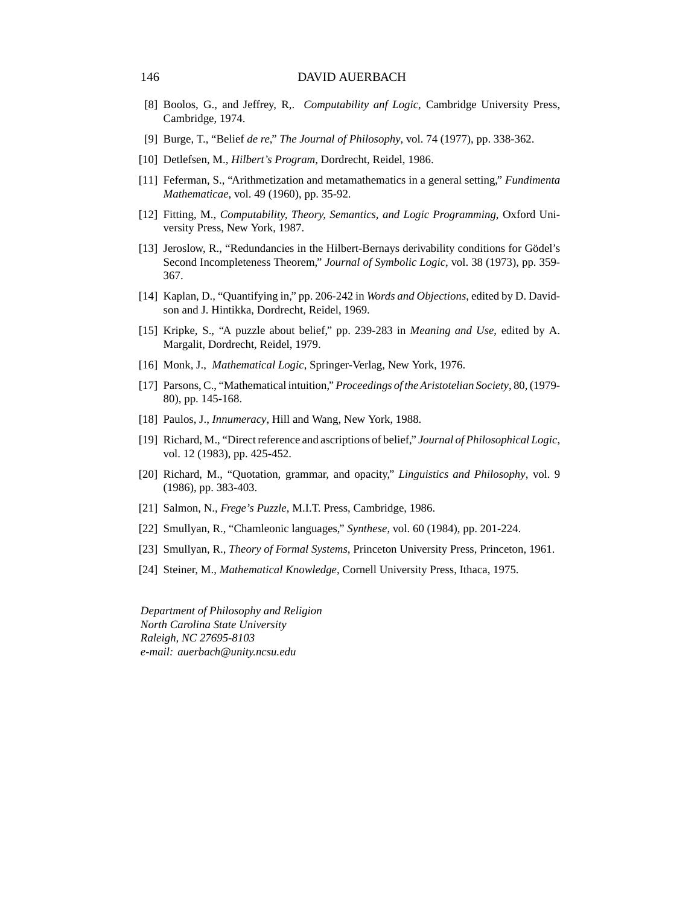[8] Boolos, G., and Jeffrey, R,. *Computability anf Logic*, Cambridge University Press, Cambridge, 1974.

[9] Burge, T., "Belief *de re*," *The Journal of Philosophy*, vol. 74 (1977), pp. 338-362.

[10] Detlefsen, M., *Hilbert's Program*, Dordrecht, Reidel, 1986.

[11] Feferman, S., "Arithmetization and metamathematics in a general setting," *Fundimenta Mathematicae*, vol. 49 (1960), pp. 35-92.

[12] Fitting, M., *Computability, Theory, Semantics, and Logic Programming*, Oxford University Press, New York, 1987.

[13] Jeroslow, R., "Redundancies in the Hilbert-Bernays derivability conditions for Gödel's Second Incompleteness Theorem," *Journal of Symbolic Logic*, vol. 38 (1973), pp. 359-367.

[14] Kaplan, D., "Quantifying in," pp. 206-242 in *Words and Objections*, edited by D. Davidson and J. Hintikka, Dordrecht, Reidel, 1969.

[15] Kripke, S., "A puzzle about belief," pp. 239-283 in *Meaning and Use*, edited by A. Margalit, Dordrecht, Reidel, 1979.

[16] Monk, J., *Mathematical Logic*, Springer-Verlag, New York, 1976.

[17] Parsons, C., "Mathematical intuition," *Proceedings of the Aristotelian Society*, 80, (1979-80), pp. 145-168.

[18] Paulos, J., *Innumeracy*, Hill and Wang, New York, 1988.

[19] Richard, M., "Direct reference and ascriptions of belief," *Journal of Philosophical Logic*, vol. 12 (1983), pp. 425-452.

[20] Richard, M., "Quotation, grammar, and opacity," *Linguistics and Philosophy*, vol. 9 (1986), pp. 383-403.

[21] Salmon, N., *Frege's Puzzle*, M.I.T. Press, Cambridge, 1986.

[22] Smullyan, R., "Chamleonic languages," *Synthese*, vol. 60 (1984), pp. 201-224.

[23] Smullyan, R., *Theory of Formal Systems*, Princeton University Press, Princeton, 1961.

[24] Steiner, M., *Mathematical Knowledge*, Cornell University Press, Ithaca, 1975.

*Department of Philosophy and Religion*
*North Carolina State University*
*Raleigh, NC 27695-8103*
*e-mail: auerbach@unity.ncsu.edu*